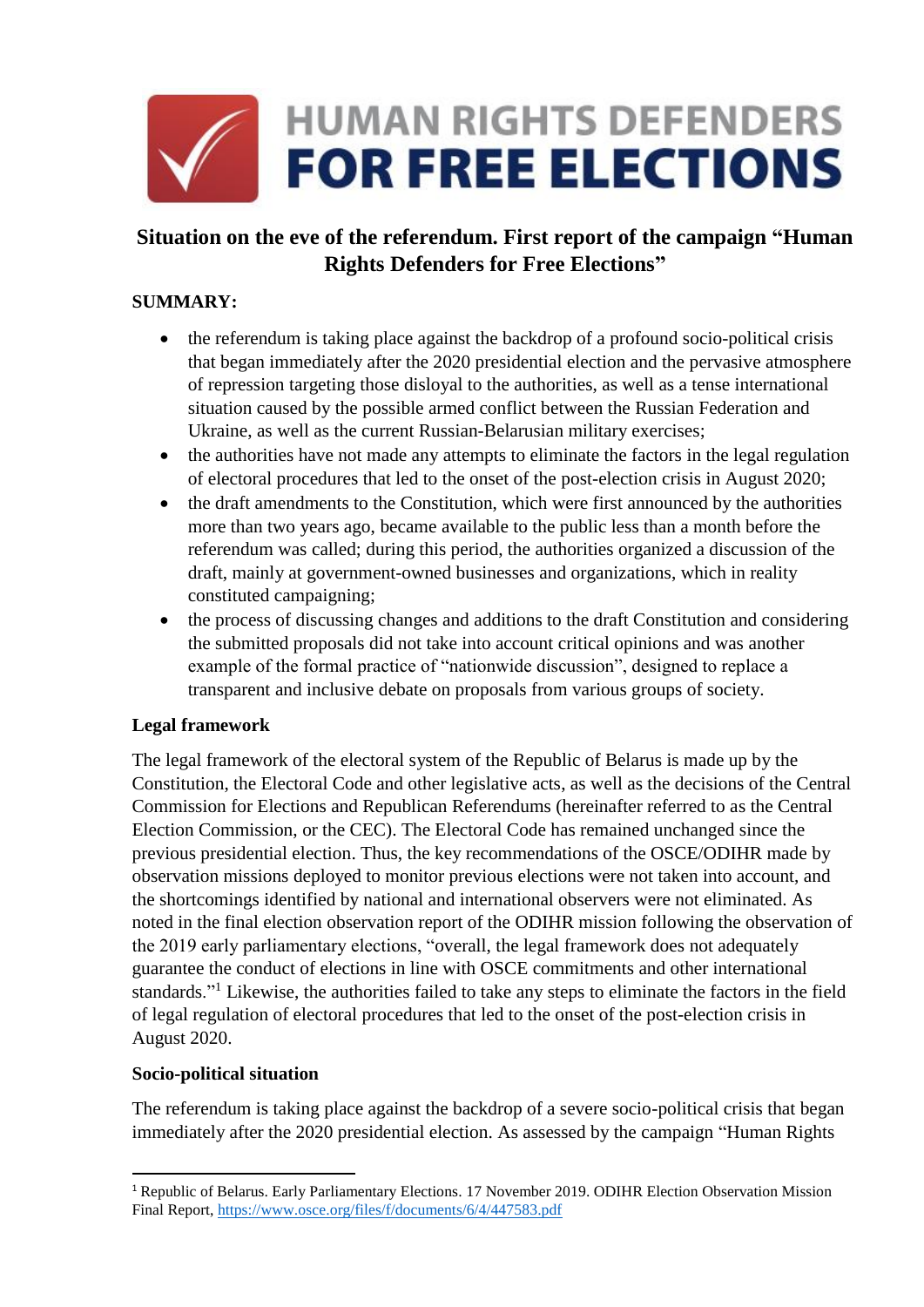# HUMAN RIGHTS DEFENDERS FOR FREE ELECTIONS

## Situation on the eve of the referendum. First report of the campaign "Human Rights Defenders for Free Elections"

**SUMMARY:**

- the referendum is taking place against the backdrop of a profound socio-political crisis that began immediately after the 2020 presidential election and the pervasive atmosphere of repression targeting those disloyal to the authorities, as well as a tense international situation caused by the possible armed conflict between the Russian Federation and Ukraine, as well as the current Russian-Belarusian military exercises;
- the authorities have not made any attempts to eliminate the factors in the legal regulation of electoral procedures that led to the onset of the post-election crisis in August 2020;
- the draft amendments to the Constitution, which were first announced by the authorities more than two years ago, became available to the public less than a month before the referendum was called; during this period, the authorities organized a discussion of the draft, mainly at government-owned businesses and organizations, which in reality constituted campaigning;
- the process of discussing changes and additions to the draft Constitution and considering the submitted proposals did not take into account critical opinions and was another example of the formal practice of "nationwide discussion", designed to replace a transparent and inclusive debate on proposals from various groups of society.

**Legal framework**

The legal framework of the electoral system of the Republic of Belarus is made up by the Constitution, the Electoral Code and other legislative acts, as well as the decisions of the Central Commission for Elections and Republican Referendums (hereinafter referred to as the Central Election Commission, or the CEC). The Electoral Code has remained unchanged since the previous presidential election. Thus, the key recommendations of the OSCE/ODIHR made by observation missions deployed to monitor previous elections were not taken into account, and the shortcomings identified by national and international observers were not eliminated. As noted in the final election observation report of the ODIHR mission following the observation of the 2019 early parliamentary elections, "overall, the legal framework does not adequately guarantee the conduct of elections in line with OSCE commitments and other international standards."[1] Likewise, the authorities failed to take any steps to eliminate the factors in the field of legal regulation of electoral procedures that led to the onset of the post-election crisis in August 2020.

**Socio-political situation**

The referendum is taking place against the backdrop of a severe socio-political crisis that began immediately after the 2020 presidential election. As assessed by the campaign "Human Rights

---

[1] Republic of Belarus. Early Parliamentary Elections. 17 November 2019. ODIHR Election Observation Mission Final Report, https://www.osce.org/files/f/documents/6/4/447583.pdf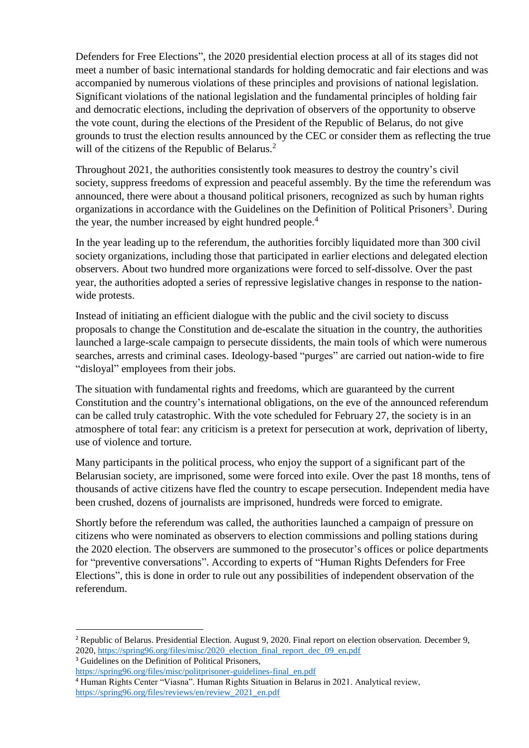Defenders for Free Elections", the 2020 presidential election process at all of its stages did not meet a number of basic international standards for holding democratic and fair elections and was accompanied by numerous violations of these principles and provisions of national legislation. Significant violations of the national legislation and the fundamental principles of holding fair and democratic elections, including the deprivation of observers of the opportunity to observe the vote count, during the elections of the President of the Republic of Belarus, do not give grounds to trust the election results announced by the CEC or consider them as reflecting the true will of the citizens of the Republic of Belarus.[2]

Throughout 2021, the authorities consistently took measures to destroy the country's civil society, suppress freedoms of expression and peaceful assembly. By the time the referendum was announced, there were about a thousand political prisoners, recognized as such by human rights organizations in accordance with the Guidelines on the Definition of Political Prisoners[3]. During the year, the number increased by eight hundred people.[4]

In the year leading up to the referendum, the authorities forcibly liquidated more than 300 civil society organizations, including those that participated in earlier elections and delegated election observers. About two hundred more organizations were forced to self-dissolve. Over the past year, the authorities adopted a series of repressive legislative changes in response to the nation-wide protests.

Instead of initiating an efficient dialogue with the public and the civil society to discuss proposals to change the Constitution and de-escalate the situation in the country, the authorities launched a large-scale campaign to persecute dissidents, the main tools of which were numerous searches, arrests and criminal cases. Ideology-based "purges" are carried out nation-wide to fire "disloyal" employees from their jobs.

The situation with fundamental rights and freedoms, which are guaranteed by the current Constitution and the country's international obligations, on the eve of the announced referendum can be called truly catastrophic. With the vote scheduled for February 27, the society is in an atmosphere of total fear: any criticism is a pretext for persecution at work, deprivation of liberty, use of violence and torture.

Many participants in the political process, who enjoy the support of a significant part of the Belarusian society, are imprisoned, some were forced into exile. Over the past 18 months, tens of thousands of active citizens have fled the country to escape persecution. Independent media have been crushed, dozens of journalists are imprisoned, hundreds were forced to emigrate.

Shortly before the referendum was called, the authorities launched a campaign of pressure on citizens who were nominated as observers to election commissions and polling stations during the 2020 election. The observers are summoned to the prosecutor's offices or police departments for "preventive conversations". According to experts of "Human Rights Defenders for Free Elections", this is done in order to rule out any possibilities of independent observation of the referendum.

---

[2] Republic of Belarus. Presidential Election. August 9, 2020. Final report on election observation. December 9, 2020, https://spring96.org/files/misc/2020_election_final_report_dec_09_en.pdf

[3] Guidelines on the Definition of Political Prisoners, https://spring96.org/files/misc/politprisoner-guidelines-final_en.pdf

[4] Human Rights Center "Viasna". Human Rights Situation in Belarus in 2021. Analytical review, https://spring96.org/files/reviews/en/review_2021_en.pdf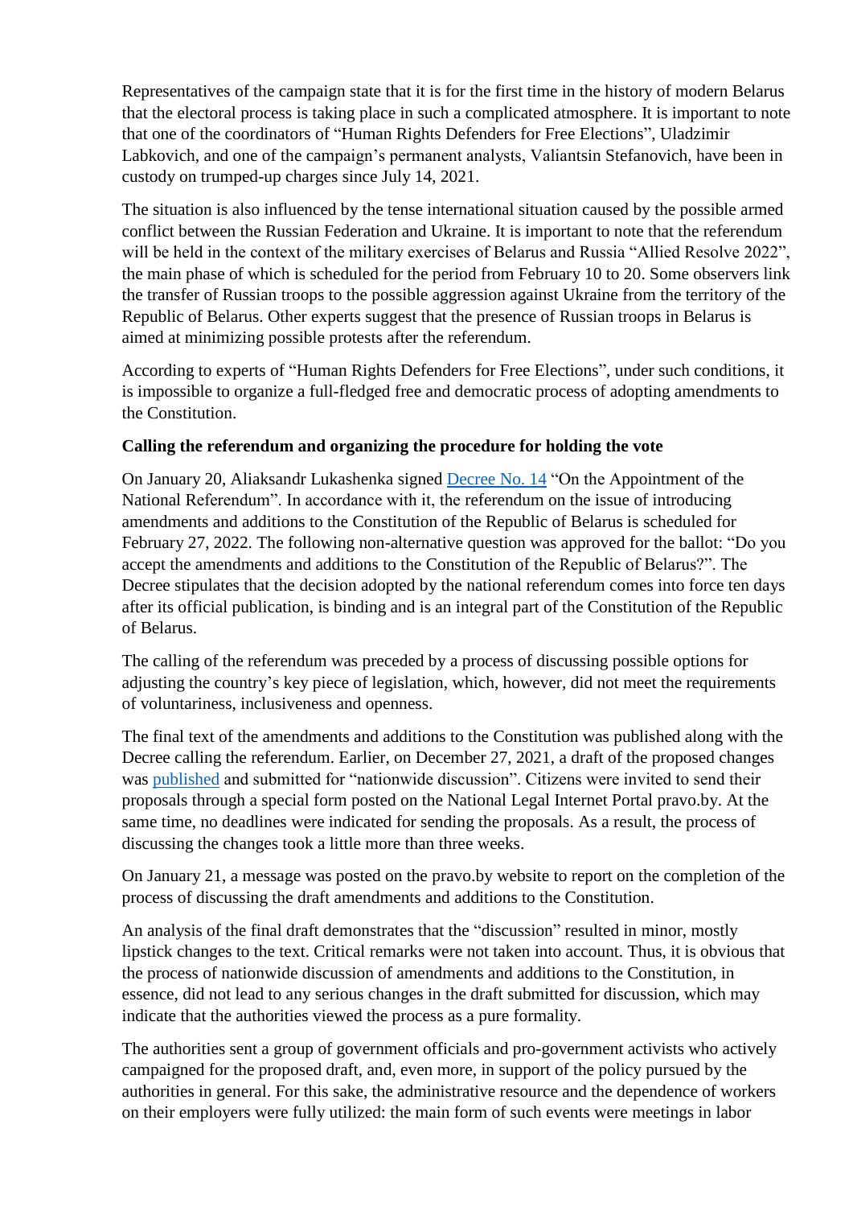Representatives of the campaign state that it is for the first time in the history of modern Belarus that the electoral process is taking place in such a complicated atmosphere. It is important to note that one of the coordinators of "Human Rights Defenders for Free Elections", Uladzimir Labkovich, and one of the campaign's permanent analysts, Valiantsin Stefanovich, have been in custody on trumped-up charges since July 14, 2021.

The situation is also influenced by the tense international situation caused by the possible armed conflict between the Russian Federation and Ukraine. It is important to note that the referendum will be held in the context of the military exercises of Belarus and Russia "Allied Resolve 2022", the main phase of which is scheduled for the period from February 10 to 20. Some observers link the transfer of Russian troops to the possible aggression against Ukraine from the territory of the Republic of Belarus. Other experts suggest that the presence of Russian troops in Belarus is aimed at minimizing possible protests after the referendum.

According to experts of "Human Rights Defenders for Free Elections", under such conditions, it is impossible to organize a full-fledged free and democratic process of adopting amendments to the Constitution.

**Calling the referendum and organizing the procedure for holding the vote**

On January 20, Aliaksandr Lukashenka signed [Decree No. 14]() "On the Appointment of the National Referendum". In accordance with it, the referendum on the issue of introducing amendments and additions to the Constitution of the Republic of Belarus is scheduled for February 27, 2022. The following non-alternative question was approved for the ballot: "Do you accept the amendments and additions to the Constitution of the Republic of Belarus?". The Decree stipulates that the decision adopted by the national referendum comes into force ten days after its official publication, is binding and is an integral part of the Constitution of the Republic of Belarus.

The calling of the referendum was preceded by a process of discussing possible options for adjusting the country's key piece of legislation, which, however, did not meet the requirements of voluntariness, inclusiveness and openness.

The final text of the amendments and additions to the Constitution was published along with the Decree calling the referendum. Earlier, on December 27, 2021, a draft of the proposed changes was [published]() and submitted for "nationwide discussion". Citizens were invited to send their proposals through a special form posted on the National Legal Internet Portal pravo.by. At the same time, no deadlines were indicated for sending the proposals. As a result, the process of discussing the changes took a little more than three weeks.

On January 21, a message was posted on the pravo.by website to report on the completion of the process of discussing the draft amendments and additions to the Constitution.

An analysis of the final draft demonstrates that the "discussion" resulted in minor, mostly lipstick changes to the text. Critical remarks were not taken into account. Thus, it is obvious that the process of nationwide discussion of amendments and additions to the Constitution, in essence, did not lead to any serious changes in the draft submitted for discussion, which may indicate that the authorities viewed the process as a pure formality.

The authorities sent a group of government officials and pro-government activists who actively campaigned for the proposed draft, and, even more, in support of the policy pursued by the authorities in general. For this sake, the administrative resource and the dependence of workers on their employers were fully utilized: the main form of such events were meetings in labor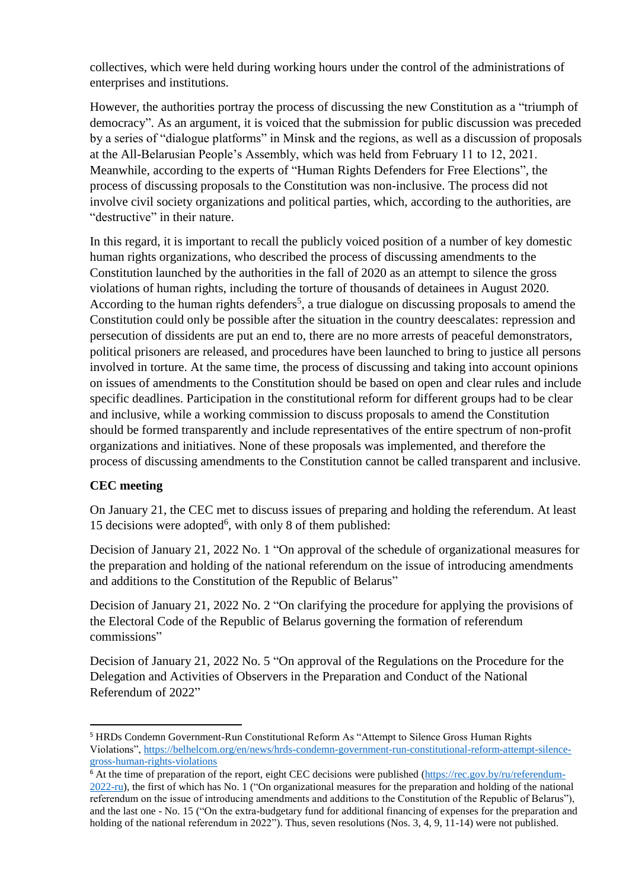collectives, which were held during working hours under the control of the administrations of enterprises and institutions.

However, the authorities portray the process of discussing the new Constitution as a "triumph of democracy". As an argument, it is voiced that the submission for public discussion was preceded by a series of "dialogue platforms" in Minsk and the regions, as well as a discussion of proposals at the All-Belarusian People's Assembly, which was held from February 11 to 12, 2021. Meanwhile, according to the experts of "Human Rights Defenders for Free Elections", the process of discussing proposals to the Constitution was non-inclusive. The process did not involve civil society organizations and political parties, which, according to the authorities, are "destructive" in their nature.

In this regard, it is important to recall the publicly voiced position of a number of key domestic human rights organizations, who described the process of discussing amendments to the Constitution launched by the authorities in the fall of 2020 as an attempt to silence the gross violations of human rights, including the torture of thousands of detainees in August 2020. According to the human rights defenders[5], a true dialogue on discussing proposals to amend the Constitution could only be possible after the situation in the country deescalates: repression and persecution of dissidents are put an end to, there are no more arrests of peaceful demonstrators, political prisoners are released, and procedures have been launched to bring to justice all persons involved in torture. At the same time, the process of discussing and taking into account opinions on issues of amendments to the Constitution should be based on open and clear rules and include specific deadlines. Participation in the constitutional reform for different groups had to be clear and inclusive, while a working commission to discuss proposals to amend the Constitution should be formed transparently and include representatives of the entire spectrum of non-profit organizations and initiatives. None of these proposals was implemented, and therefore the process of discussing amendments to the Constitution cannot be called transparent and inclusive.

**CEC meeting**

On January 21, the CEC met to discuss issues of preparing and holding the referendum. At least 15 decisions were adopted[6], with only 8 of them published:

Decision of January 21, 2022 No. 1 "On approval of the schedule of organizational measures for the preparation and holding of the national referendum on the issue of introducing amendments and additions to the Constitution of the Republic of Belarus"

Decision of January 21, 2022 No. 2 "On clarifying the procedure for applying the provisions of the Electoral Code of the Republic of Belarus governing the formation of referendum commissions"

Decision of January 21, 2022 No. 5 "On approval of the Regulations on the Procedure for the Delegation and Activities of Observers in the Preparation and Conduct of the National Referendum of 2022"

---

[5] HRDs Condemn Government-Run Constitutional Reform As "Attempt to Silence Gross Human Rights Violations", https://belhelcom.org/en/news/hrds-condemn-government-run-constitutional-reform-attempt-silence-gross-human-rights-violations

[6] At the time of preparation of the report, eight CEC decisions were published (https://rec.gov.by/ru/referendum-2022-ru), the first of which has No. 1 ("On organizational measures for the preparation and holding of the national referendum on the issue of introducing amendments and additions to the Constitution of the Republic of Belarus"), and the last one - No. 15 ("On the extra-budgetary fund for additional financing of expenses for the preparation and holding of the national referendum in 2022"). Thus, seven resolutions (Nos. 3, 4, 9, 11-14) were not published.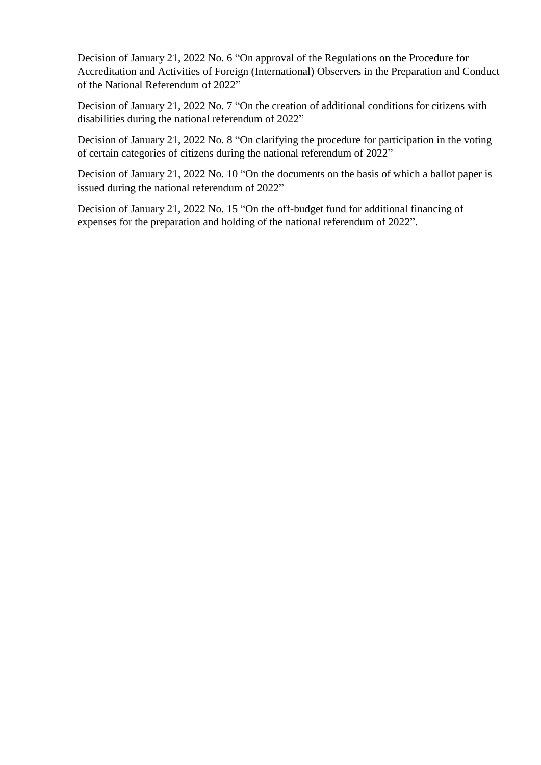Decision of January 21, 2022 No. 6 “On approval of the Regulations on the Procedure for Accreditation and Activities of Foreign (International) Observers in the Preparation and Conduct of the National Referendum of 2022”

Decision of January 21, 2022 No. 7 “On the creation of additional conditions for citizens with disabilities during the national referendum of 2022”

Decision of January 21, 2022 No. 8 “On clarifying the procedure for participation in the voting of certain categories of citizens during the national referendum of 2022”

Decision of January 21, 2022 No. 10 “On the documents on the basis of which a ballot paper is issued during the national referendum of 2022”

Decision of January 21, 2022 No. 15 “On the off-budget fund for additional financing of expenses for the preparation and holding of the national referendum of 2022”.